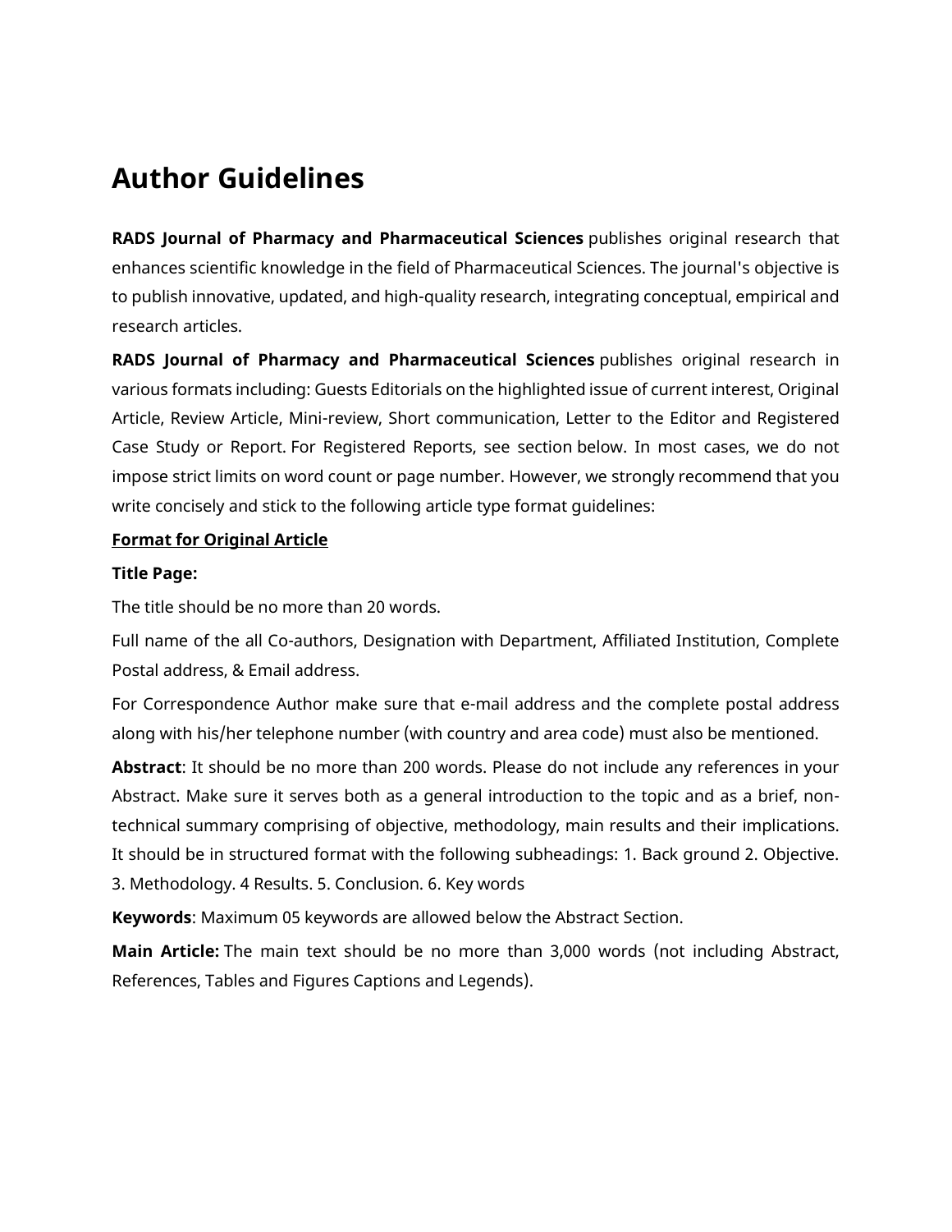# Author Guidelines

**RADS Journal of Pharmacy and Pharmaceutical Sciences** publishes original research that enhances scientific knowledge in the field of Pharmaceutical Sciences. The journal's objective is to publish innovative, updated, and high-quality research, integrating conceptual, empirical and research articles.

**RADS Journal of Pharmacy and Pharmaceutical Sciences** publishes original research in various formats including: Guests Editorials on the highlighted issue of current interest, Original Article, Review Article, Mini-review, Short communication, Letter to the Editor and Registered Case Study or Report. For Registered Reports, see section below. In most cases, we do not impose strict limits on word count or page number. However, we strongly recommend that you write concisely and stick to the following article type format guidelines:

**Format for Original Article**

**Title Page:**

The title should be no more than 20 words.

Full name of the all Co-authors, Designation with Department, Affiliated Institution, Complete Postal address, & Email address.

For Correspondence Author make sure that e-mail address and the complete postal address along with his/her telephone number (with country and area code) must also be mentioned.

**Abstract**: It should be no more than 200 words. Please do not include any references in your Abstract. Make sure it serves both as a general introduction to the topic and as a brief, non-technical summary comprising of objective, methodology, main results and their implications. It should be in structured format with the following subheadings: 1. Back ground 2. Objective. 3. Methodology. 4 Results. 5. Conclusion. 6. Key words

**Keywords**: Maximum 05 keywords are allowed below the Abstract Section.

**Main Article:** The main text should be no more than 3,000 words (not including Abstract, References, Tables and Figures Captions and Legends).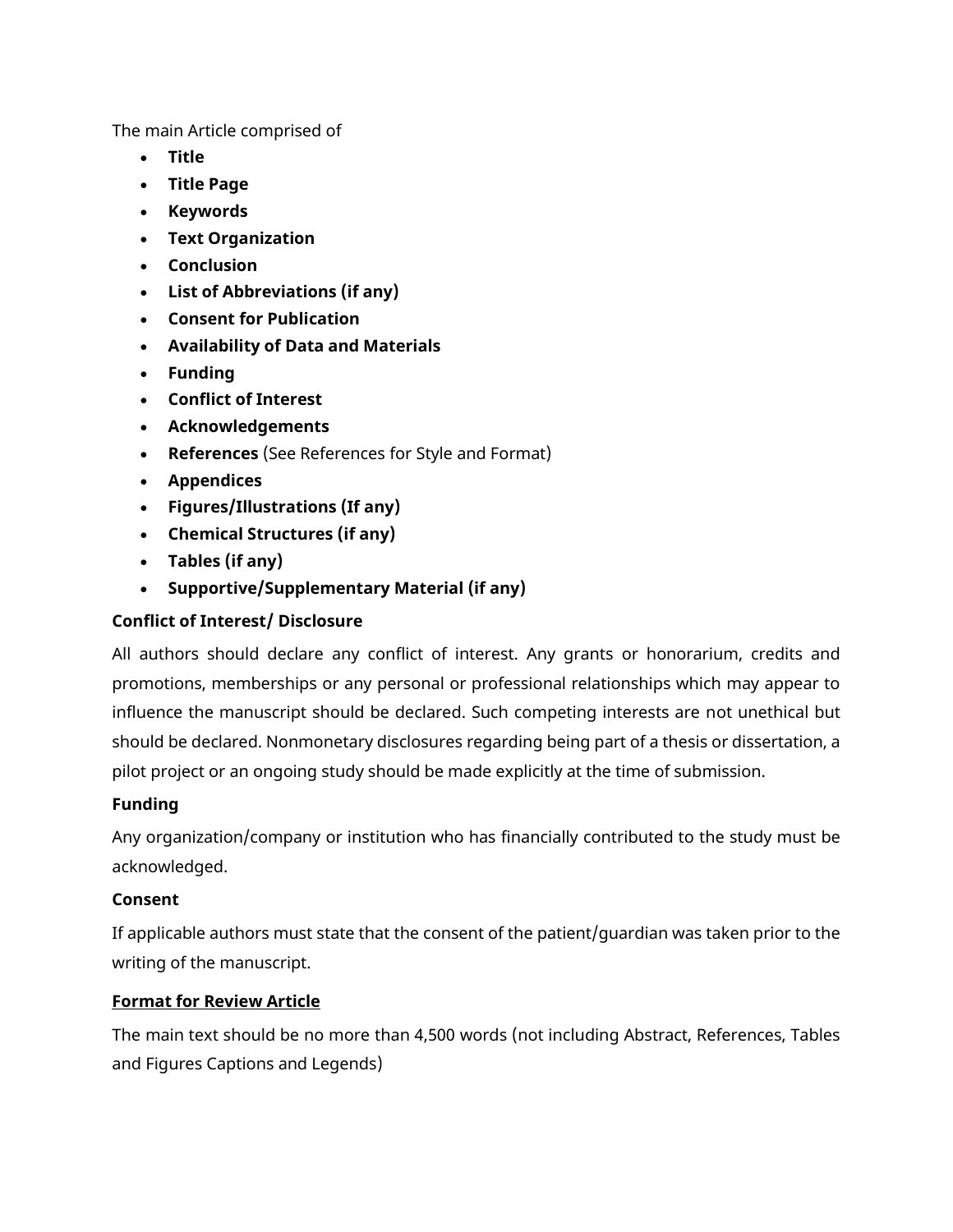The main Article comprised of

- **Title**
- **Title Page**
- **Keywords**
- **Text Organization**
- **Conclusion**
- **List of Abbreviations (if any)**
- **Consent for Publication**
- **Availability of Data and Materials**
- **Funding**
- **Conflict of Interest**
- **Acknowledgements**
- **References** (See References for Style and Format)
- **Appendices**
- **Figures/Illustrations (If any)**
- **Chemical Structures (if any)**
- **Tables (if any)**
- **Supportive/Supplementary Material (if any)**

**Conflict of Interest/ Disclosure**

All authors should declare any conflict of interest. Any grants or honorarium, credits and promotions, memberships or any personal or professional relationships which may appear to influence the manuscript should be declared. Such competing interests are not unethical but should be declared. Nonmonetary disclosures regarding being part of a thesis or dissertation, a pilot project or an ongoing study should be made explicitly at the time of submission.

**Funding**

Any organization/company or institution who has financially contributed to the study must be acknowledged.

**Consent**

If applicable authors must state that the consent of the patient/guardian was taken prior to the writing of the manuscript.

**<u>Format for Review Article</u>**

The main text should be no more than 4,500 words (not including Abstract, References, Tables and Figures Captions and Legends)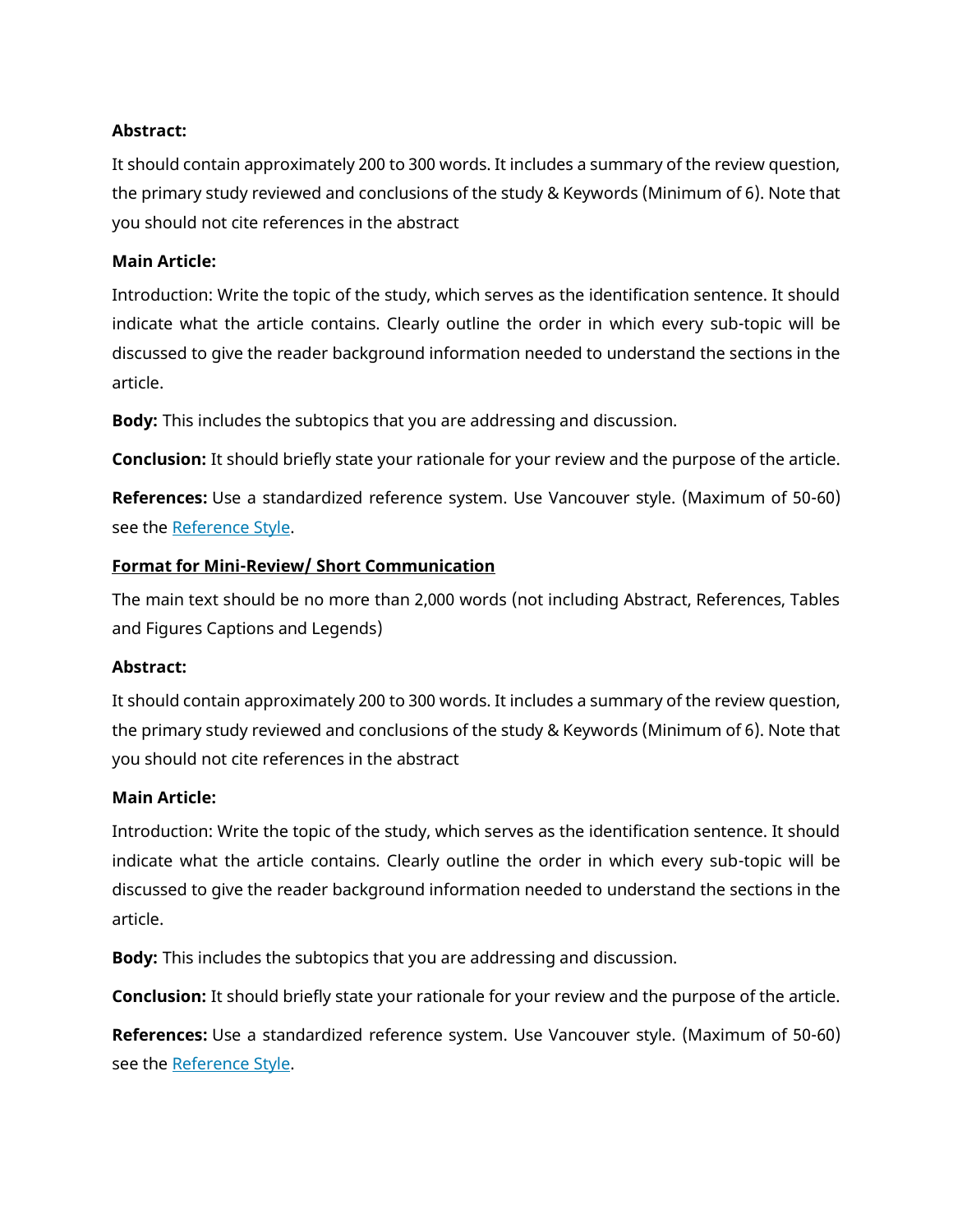**Abstract:**

It should contain approximately 200 to 300 words. It includes a summary of the review question, the primary study reviewed and conclusions of the study & Keywords (Minimum of 6). Note that you should not cite references in the abstract

**Main Article:**

Introduction: Write the topic of the study, which serves as the identification sentence. It should indicate what the article contains. Clearly outline the order in which every sub-topic will be discussed to give the reader background information needed to understand the sections in the article.

**Body:** This includes the subtopics that you are addressing and discussion.

**Conclusion:** It should briefly state your rationale for your review and the purpose of the article.

**References:** Use a standardized reference system. Use Vancouver style. (Maximum of 50-60) see the Reference Style.

**Format for Mini-Review/ Short Communication**

The main text should be no more than 2,000 words (not including Abstract, References, Tables and Figures Captions and Legends)

**Abstract:**

It should contain approximately 200 to 300 words. It includes a summary of the review question, the primary study reviewed and conclusions of the study & Keywords (Minimum of 6). Note that you should not cite references in the abstract

**Main Article:**

Introduction: Write the topic of the study, which serves as the identification sentence. It should indicate what the article contains. Clearly outline the order in which every sub-topic will be discussed to give the reader background information needed to understand the sections in the article.

**Body:** This includes the subtopics that you are addressing and discussion.

**Conclusion:** It should briefly state your rationale for your review and the purpose of the article.

**References:** Use a standardized reference system. Use Vancouver style. (Maximum of 50-60) see the Reference Style.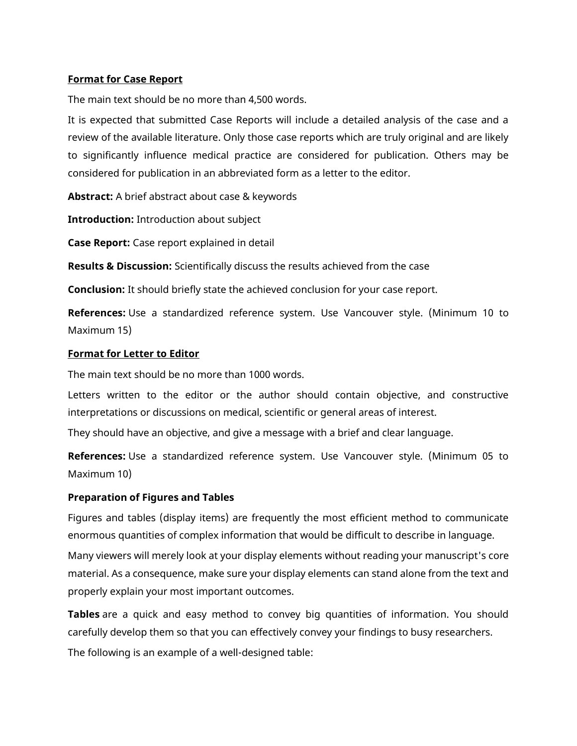**<u>Format for Case Report</u>**

The main text should be no more than 4,500 words.

It is expected that submitted Case Reports will include a detailed analysis of the case and a review of the available literature. Only those case reports which are truly original and are likely to significantly influence medical practice are considered for publication. Others may be considered for publication in an abbreviated form as a letter to the editor.

**Abstract:** A brief abstract about case & keywords

**Introduction:** Introduction about subject

**Case Report:** Case report explained in detail

**Results & Discussion:** Scientifically discuss the results achieved from the case

**Conclusion:** It should briefly state the achieved conclusion for your case report.

**References:** Use a standardized reference system. Use Vancouver style. (Minimum 10 to Maximum 15)

**<u>Format for Letter to Editor</u>**

The main text should be no more than 1000 words.

Letters written to the editor or the author should contain objective, and constructive interpretations or discussions on medical, scientific or general areas of interest.

They should have an objective, and give a message with a brief and clear language.

**References:** Use a standardized reference system. Use Vancouver style. (Minimum 05 to Maximum 10)

**Preparation of Figures and Tables**

Figures and tables (display items) are frequently the most efficient method to communicate enormous quantities of complex information that would be difficult to describe in language.

Many viewers will merely look at your display elements without reading your manuscript's core material. As a consequence, make sure your display elements can stand alone from the text and properly explain your most important outcomes.

**Tables** are a quick and easy method to convey big quantities of information. You should carefully develop them so that you can effectively convey your findings to busy researchers.

The following is an example of a well-designed table: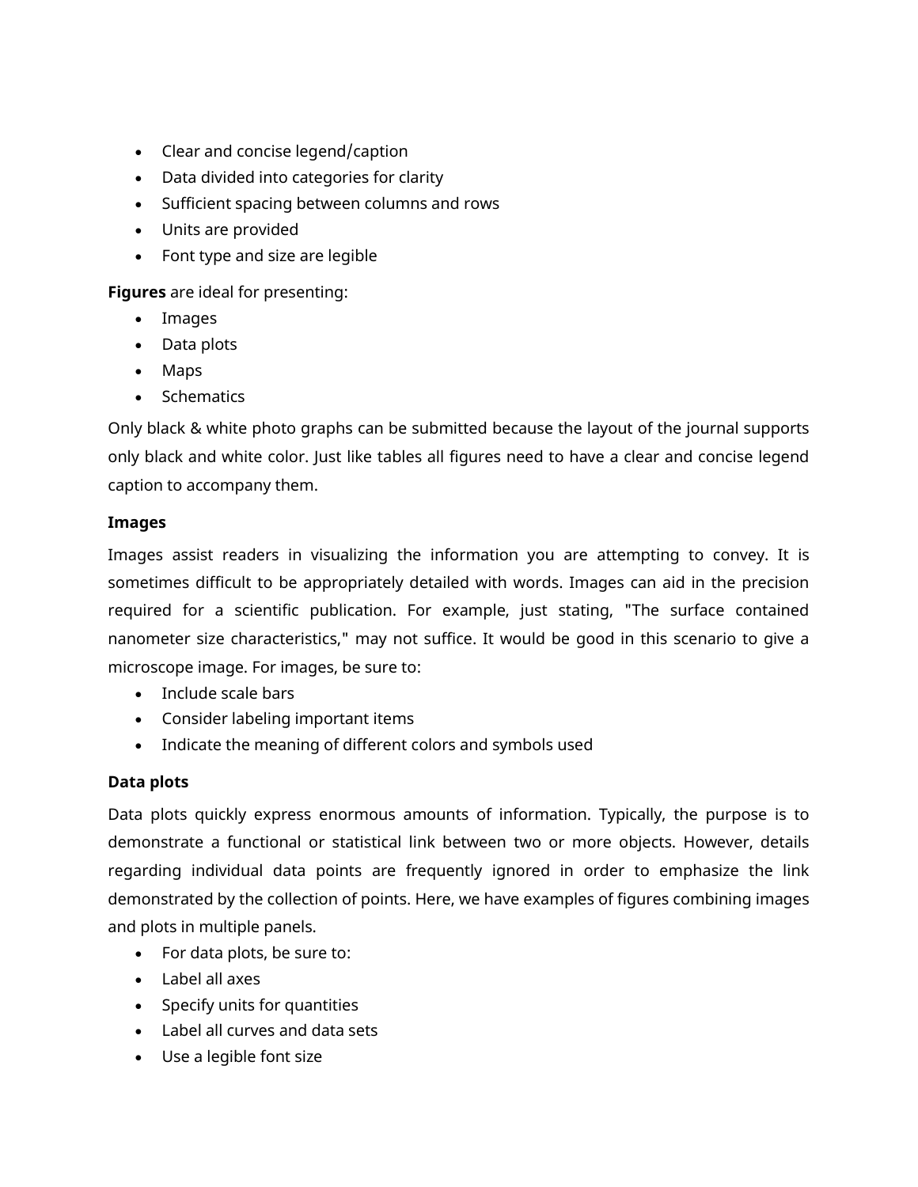- Clear and concise legend/caption
- Data divided into categories for clarity
- Sufficient spacing between columns and rows
- Units are provided
- Font type and size are legible

**Figures** are ideal for presenting:

- Images
- Data plots
- Maps
- Schematics

Only black & white photo graphs can be submitted because the layout of the journal supports only black and white color. Just like tables all figures need to have a clear and concise legend caption to accompany them.

**Images**

Images assist readers in visualizing the information you are attempting to convey. It is sometimes difficult to be appropriately detailed with words. Images can aid in the precision required for a scientific publication. For example, just stating, "The surface contained nanometer size characteristics," may not suffice. It would be good in this scenario to give a microscope image. For images, be sure to:

- Include scale bars
- Consider labeling important items
- Indicate the meaning of different colors and symbols used

**Data plots**

Data plots quickly express enormous amounts of information. Typically, the purpose is to demonstrate a functional or statistical link between two or more objects. However, details regarding individual data points are frequently ignored in order to emphasize the link demonstrated by the collection of points. Here, we have examples of figures combining images and plots in multiple panels.

- For data plots, be sure to:
- Label all axes
- Specify units for quantities
- Label all curves and data sets
- Use a legible font size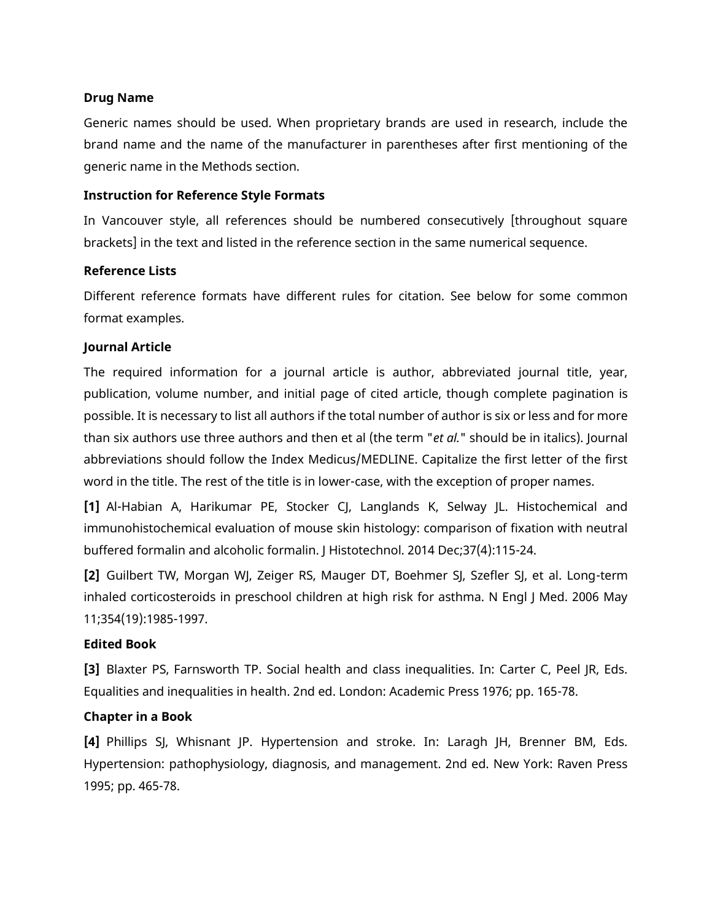**Drug Name**

Generic names should be used. When proprietary brands are used in research, include the brand name and the name of the manufacturer in parentheses after first mentioning of the generic name in the Methods section.

**Instruction for Reference Style Formats**

In Vancouver style, all references should be numbered consecutively [throughout square brackets] in the text and listed in the reference section in the same numerical sequence.

**Reference Lists**

Different reference formats have different rules for citation. See below for some common format examples.

**Journal Article**

The required information for a journal article is author, abbreviated journal title, year, publication, volume number, and initial page of cited article, though complete pagination is possible. It is necessary to list all authors if the total number of author is six or less and for more than six authors use three authors and then et al (the term "*et al.*" should be in italics). Journal abbreviations should follow the Index Medicus/MEDLINE. Capitalize the first letter of the first word in the title. The rest of the title is in lower-case, with the exception of proper names.

**[1]** Al-Habian A, Harikumar PE, Stocker CJ, Langlands K, Selway JL. Histochemical and immunohistochemical evaluation of mouse skin histology: comparison of fixation with neutral buffered formalin and alcoholic formalin. J Histotechnol. 2014 Dec;37(4):115-24.

**[2]** Guilbert TW, Morgan WJ, Zeiger RS, Mauger DT, Boehmer SJ, Szefler SJ, et al. Long-term inhaled corticosteroids in preschool children at high risk for asthma. N Engl J Med. 2006 May 11;354(19):1985-1997.

**Edited Book**

**[3]** Blaxter PS, Farnsworth TP. Social health and class inequalities. In: Carter C, Peel JR, Eds. Equalities and inequalities in health. 2nd ed. London: Academic Press 1976; pp. 165-78.

**Chapter in a Book**

**[4]** Phillips SJ, Whisnant JP. Hypertension and stroke. In: Laragh JH, Brenner BM, Eds. Hypertension: pathophysiology, diagnosis, and management. 2nd ed. New York: Raven Press 1995; pp. 465-78.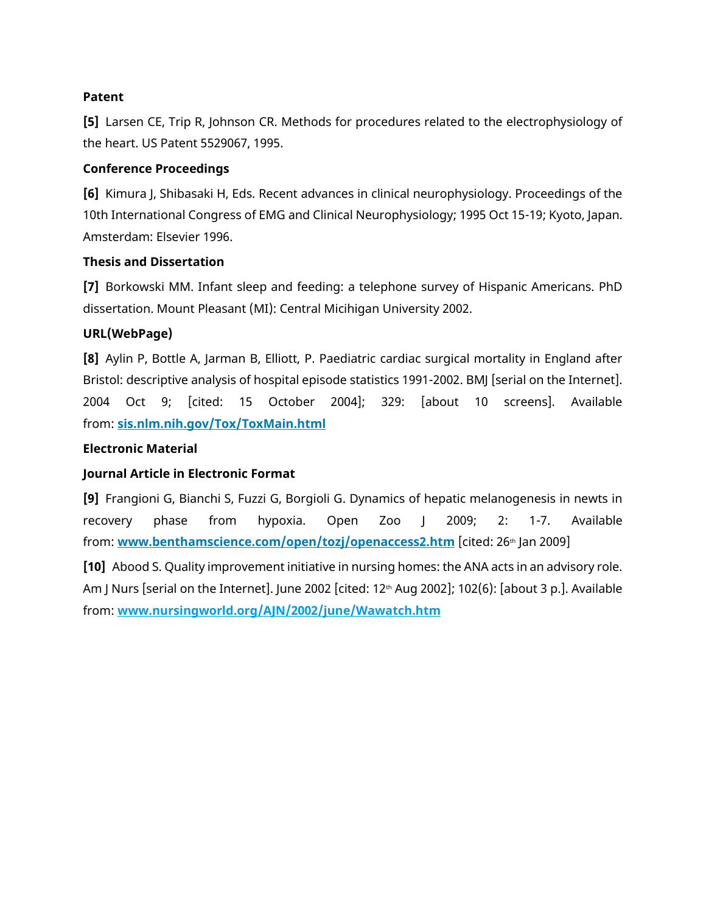**Patent**

**[5]** Larsen CE, Trip R, Johnson CR. Methods for procedures related to the electrophysiology of the heart. US Patent 5529067, 1995.

**Conference Proceedings**

**[6]** Kimura J, Shibasaki H, Eds. Recent advances in clinical neurophysiology. Proceedings of the 10th International Congress of EMG and Clinical Neurophysiology; 1995 Oct 15-19; Kyoto, Japan. Amsterdam: Elsevier 1996.

**Thesis and Dissertation**

**[7]** Borkowski MM. Infant sleep and feeding: a telephone survey of Hispanic Americans. PhD dissertation. Mount Pleasant (MI): Central Micihigan University 2002.

**URL(WebPage)**

**[8]** Aylin P, Bottle A, Jarman B, Elliott, P. Paediatric cardiac surgical mortality in England after Bristol: descriptive analysis of hospital episode statistics 1991-2002. BMJ [serial on the Internet]. 2004 Oct 9; [cited: 15 October 2004]; 329: [about 10 screens]. Available from: **sis.nlm.nih.gov/Tox/ToxMain.html**

**Electronic Material**

**Journal Article in Electronic Format**

**[9]** Frangioni G, Bianchi S, Fuzzi G, Borgioli G. Dynamics of hepatic melanogenesis in newts in recovery phase from hypoxia. Open Zoo J 2009; 2: 1-7. Available from: **www.benthamscience.com/open/tozj/openaccess2.htm** [cited: 26th Jan 2009]

**[10]** Abood S. Quality improvement initiative in nursing homes: the ANA acts in an advisory role. Am J Nurs [serial on the Internet]. June 2002 [cited: 12th Aug 2002]; 102(6): [about 3 p.]. Available from: **www.nursingworld.org/AJN/2002/june/Wawatch.htm**